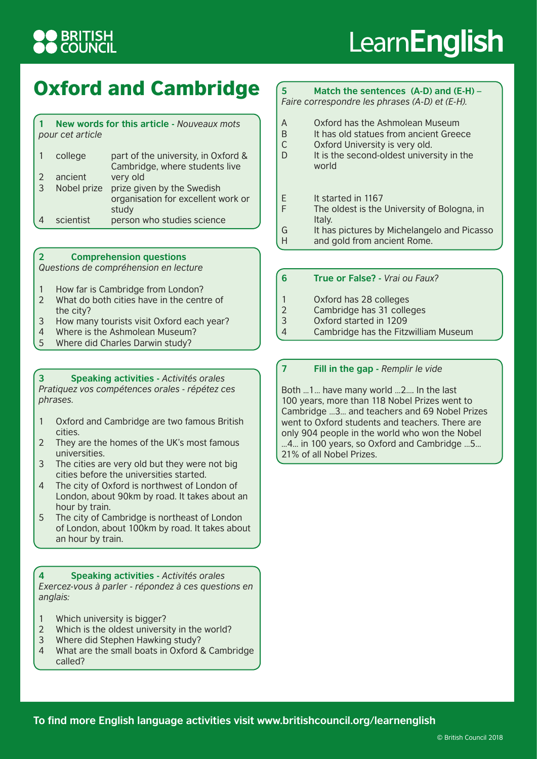# Oxford and Cambridge

## 1 New words for this article - *Nouveaux mots pour cet article*

| | | |
|---|---|---|
| 1 | college | part of the university, in Oxford & Cambridge, where students live |
| 2 | ancient | very old |
| 3 | Nobel prize | prize given by the Swedish organisation for excellent work or study |
| 4 | scientist | person who studies science |

## 2 Comprehension questions

*Questions de compréhension en lecture*

1. How far is Cambridge from London?
2. What do both cities have in the centre of the city?
3. How many tourists visit Oxford each year?
4. Where is the Ashmolean Museum?
5. Where did Charles Darwin study?

## 3 Speaking activities - *Activités orales*

*Pratiquez vos compétences orales - répétez ces phrases.*

1. Oxford and Cambridge are two famous British cities.
2. They are the homes of the UK's most famous universities.
3. The cities are very old but they were not big cities before the universities started.
4. The city of Oxford is northwest of London of London, about 90km by road. It takes about an hour by train.
5. The city of Cambridge is northeast of London of London, about 100km by road. It takes about an hour by train.

## 4 Speaking activities - *Activités orales*

*Exercez-vous à parler - répondez à ces questions en anglais:*

1. Which university is bigger?
2. Which is the oldest university in the world?
3. Where did Stephen Hawking study?
4. What are the small boats in Oxford & Cambridge called?

## 5 Match the sentences (A-D) and (E-H) – *Faire correspondre les phrases (A-D) et (E-H).*

A. Oxford has the Ashmolean Museum
B. It has old statues from ancient Greece
C. Oxford University is very old.
D. It is the second-oldest university in the world

E. It started in 1167
F. The oldest is the University of Bologna, in Italy.
G. It has pictures by Michelangelo and Picasso
H. and gold from ancient Rome.

## 6 True or False? - *Vrai ou Faux?*

1. Oxford has 28 colleges
2. Cambridge has 31 colleges
3. Oxford started in 1209
4. Cambridge has the Fitzwilliam Museum

## 7 Fill in the gap - *Remplir le vide*

Both ...1... have many world ...2.... In the last 100 years, more than 118 Nobel Prizes went to Cambridge ...3... and teachers and 69 Nobel Prizes went to Oxford students and teachers. There are only 904 people in the world who won the Nobel ...4... in 100 years, so Oxford and Cambridge ...5... 21% of all Nobel Prizes.

**To find more English language activities visit www.britishcouncil.org/learnenglish**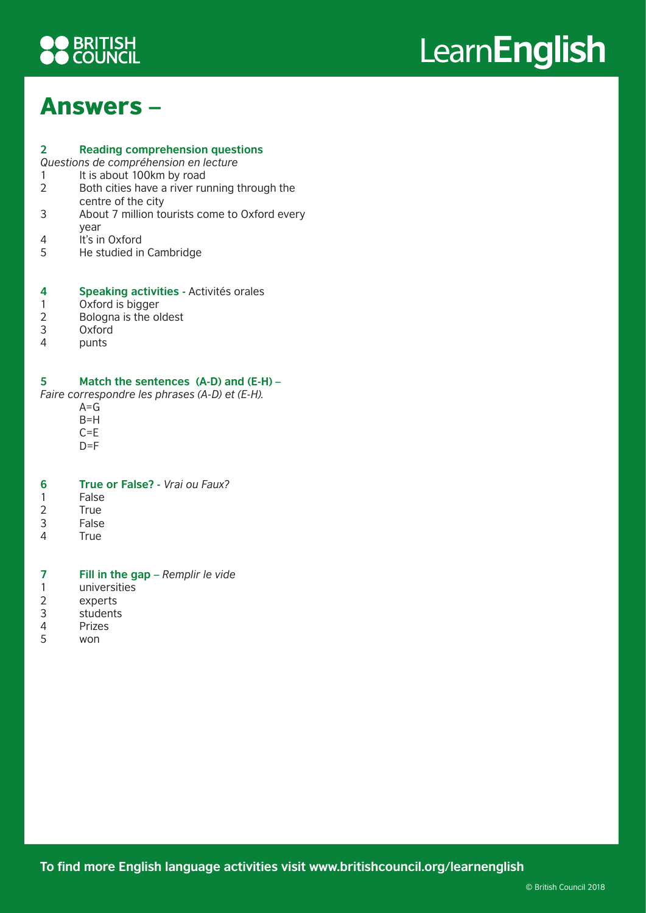# Answers –

### 2 Reading comprehension questions

*Questions de compréhension en lecture*

1. It is about 100km by road
2. Both cities have a river running through the centre of the city
3. About 7 million tourists come to Oxford every year
4. It's in Oxford
5. He studied in Cambridge

### 4 Speaking activities - Activités orales

1. Oxford is bigger
2. Bologna is the oldest
3. Oxford
4. punts

### 5 Match the sentences (A-D) and (E-H) –

*Faire correspondre les phrases (A-D) et (E-H).*

A=G
B=H
C=E
D=F

### 6 True or False? - *Vrai ou Faux?*

1. False
2. True
3. False
4. True

### 7 Fill in the gap – *Remplir le vide*

1. universities
2. experts
3. students
4. Prizes
5. won

**To find more English language activities visit www.britishcouncil.org/learnenglish**

© British Council 2018